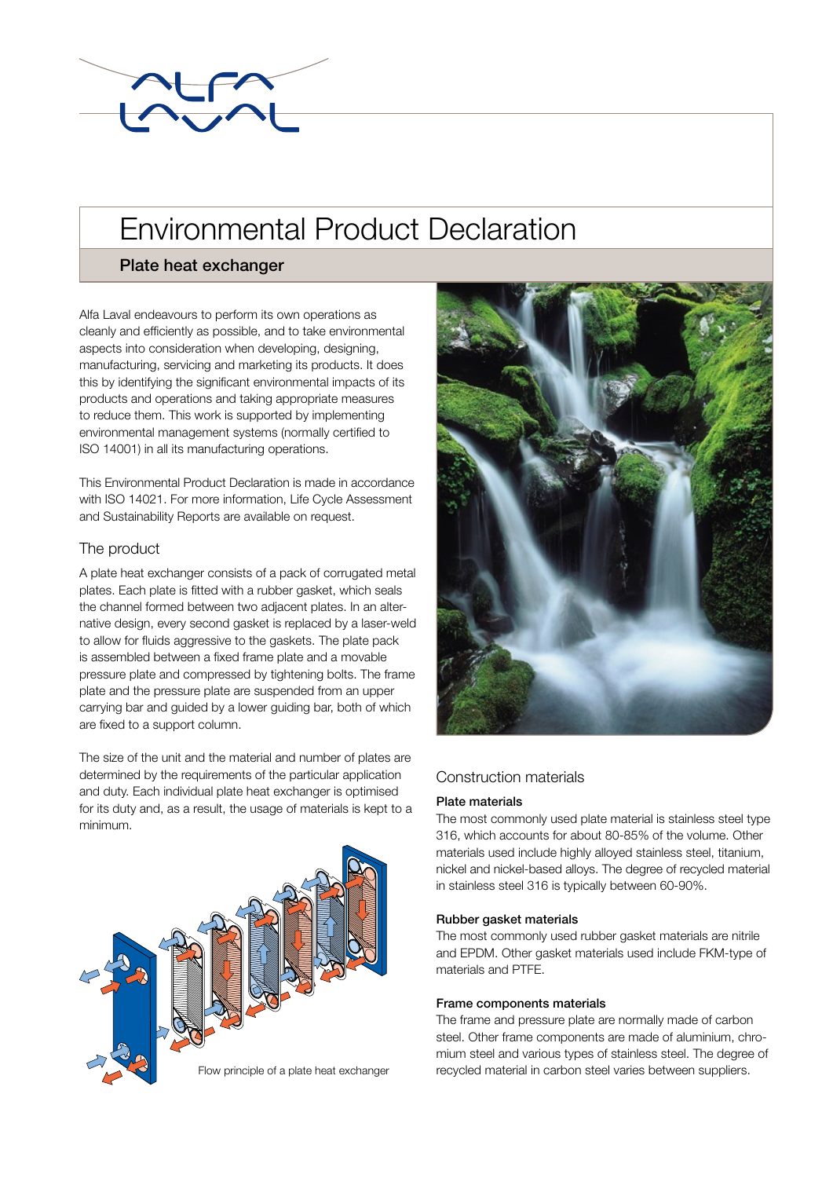# Environmental Product Declaration

## Plate heat exchanger

Alfa Laval endeavours to perform its own operations as cleanly and efficiently as possible, and to take environmental aspects into consideration when developing, designing, manufacturing, servicing and marketing its products. It does this by identifying the significant environmental impacts of its products and operations and taking appropriate measures to reduce them. This work is supported by implementing environmental management systems (normally certified to ISO 14001) in all its manufacturing operations.

This Environmental Product Declaration is made in accordance with ISO 14021. For more information, Life Cycle Assessment and Sustainability Reports are available on request.

### The product

A plate heat exchanger consists of a pack of corrugated metal plates. Each plate is fitted with a rubber gasket, which seals the channel formed between two adjacent plates. In an alternative design, every second gasket is replaced by a laser-weld to allow for fluids aggressive to the gaskets. The plate pack is assembled between a fixed frame plate and a movable pressure plate and compressed by tightening bolts. The frame plate and the pressure plate are suspended from an upper carrying bar and guided by a lower guiding bar, both of which are fixed to a support column.

The size of the unit and the material and number of plates are determined by the requirements of the particular application and duty. Each individual plate heat exchanger is optimised for its duty and, as a result, the usage of materials is kept to a minimum.

Flow principle of a plate heat exchanger

### Construction materials

**Plate materials**

The most commonly used plate material is stainless steel type 316, which accounts for about 80-85% of the volume. Other materials used include highly alloyed stainless steel, titanium, nickel and nickel-based alloys. The degree of recycled material in stainless steel 316 is typically between 60-90%.

**Rubber gasket materials**

The most commonly used rubber gasket materials are nitrile and EPDM. Other gasket materials used include FKM-type of materials and PTFE.

**Frame components materials**

The frame and pressure plate are normally made of carbon steel. Other frame components are made of aluminium, chromium steel and various types of stainless steel. The degree of recycled material in carbon steel varies between suppliers.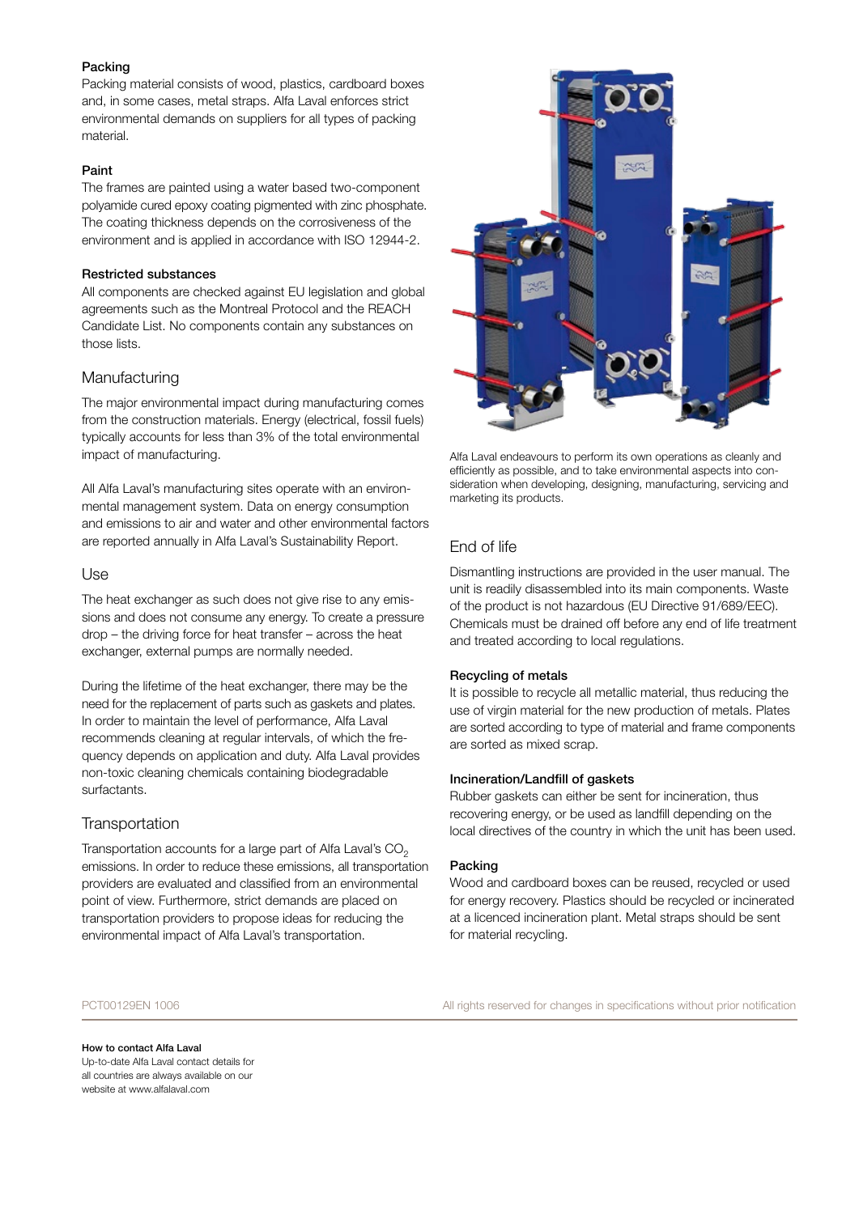#### Packing

Packing material consists of wood, plastics, cardboard boxes and, in some cases, metal straps. Alfa Laval enforces strict environmental demands on suppliers for all types of packing material.

#### Paint

The frames are painted using a water based two-component polyamide cured epoxy coating pigmented with zinc phosphate. The coating thickness depends on the corrosiveness of the environment and is applied in accordance with ISO 12944-2.

#### Restricted substances

All components are checked against EU legislation and global agreements such as the Montreal Protocol and the REACH Candidate List. No components contain any substances on those lists.

## Manufacturing

The major environmental impact during manufacturing comes from the construction materials. Energy (electrical, fossil fuels) typically accounts for less than 3% of the total environmental impact of manufacturing.

All Alfa Laval's manufacturing sites operate with an environmental management system. Data on energy consumption and emissions to air and water and other environmental factors are reported annually in Alfa Laval's Sustainability Report.

## Use

The heat exchanger as such does not give rise to any emissions and does not consume any energy. To create a pressure drop – the driving force for heat transfer – across the heat exchanger, external pumps are normally needed.

During the lifetime of the heat exchanger, there may be the need for the replacement of parts such as gaskets and plates. In order to maintain the level of performance, Alfa Laval recommends cleaning at regular intervals, of which the frequency depends on application and duty. Alfa Laval provides non-toxic cleaning chemicals containing biodegradable surfactants.

## Transportation

Transportation accounts for a large part of Alfa Laval's $CO_2$ emissions. In order to reduce these emissions, all transportation providers are evaluated and classified from an environmental point of view. Furthermore, strict demands are placed on transportation providers to propose ideas for reducing the environmental impact of Alfa Laval's transportation.

Alfa Laval endeavours to perform its own operations as cleanly and efficiently as possible, and to take environmental aspects into consideration when developing, designing, manufacturing, servicing and marketing its products.

## End of life

Dismantling instructions are provided in the user manual. The unit is readily disassembled into its main components. Waste of the product is not hazardous (EU Directive 91/689/EEC). Chemicals must be drained off before any end of life treatment and treated according to local regulations.

#### Recycling of metals

It is possible to recycle all metallic material, thus reducing the use of virgin material for the new production of metals. Plates are sorted according to type of material and frame components are sorted as mixed scrap.

#### Incineration/Landfill of gaskets

Rubber gaskets can either be sent for incineration, thus recovering energy, or be used as landfill depending on the local directives of the country in which the unit has been used.

#### Packing

Wood and cardboard boxes can be reused, recycled or used for energy recovery. Plastics should be recycled or incinerated at a licenced incineration plant. Metal straps should be sent for material recycling.

PCT00129EN 1006

All rights reserved for changes in specifications without prior notification

**How to contact Alfa Laval**
Up-to-date Alfa Laval contact details for all countries are always available on our website at www.alfalaval.com